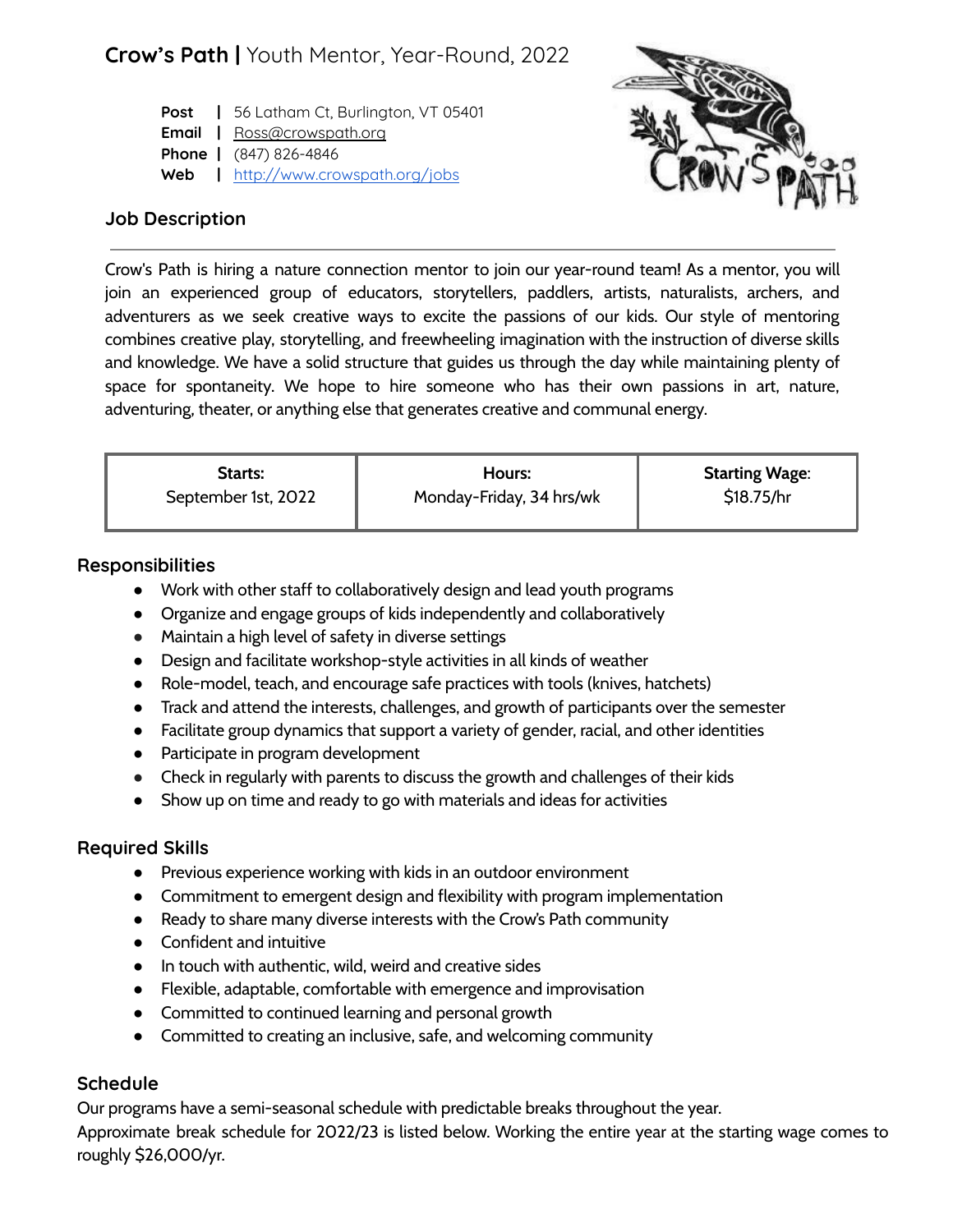# **Crow's Path |** Youth Mentor, Year-Round, 2022

**Post** | 56 Latham Ct, Burlington, VT 05401
**Email** | Ross@crowspath.org
**Phone** | (847) 826-4846
**Web** | http://www.crowspath.org/jobs

## Job Description

Crow's Path is hiring a nature connection mentor to join our year-round team! As a mentor, you will join an experienced group of educators, storytellers, paddlers, artists, naturalists, archers, and adventurers as we seek creative ways to excite the passions of our kids. Our style of mentoring combines creative play, storytelling, and freewheeling imagination with the instruction of diverse skills and knowledge. We have a solid structure that guides us through the day while maintaining plenty of space for spontaneity. We hope to hire someone who has their own passions in art, nature, adventuring, theater, or anything else that generates creative and communal energy.

| **Starts:** | **Hours:** | **Starting Wage:** |
|---|---|---|
| September 1st, 2022 | Monday-Friday, 34 hrs/wk | $18.75/hr |

## Responsibilities

- Work with other staff to collaboratively design and lead youth programs
- Organize and engage groups of kids independently and collaboratively
- Maintain a high level of safety in diverse settings
- Design and facilitate workshop-style activities in all kinds of weather
- Role-model, teach, and encourage safe practices with tools (knives, hatchets)
- Track and attend the interests, challenges, and growth of participants over the semester
- Facilitate group dynamics that support a variety of gender, racial, and other identities
- Participate in program development
- Check in regularly with parents to discuss the growth and challenges of their kids
- Show up on time and ready to go with materials and ideas for activities

## Required Skills

- Previous experience working with kids in an outdoor environment
- Commitment to emergent design and flexibility with program implementation
- Ready to share many diverse interests with the Crow's Path community
- Confident and intuitive
- In touch with authentic, wild, weird and creative sides
- Flexible, adaptable, comfortable with emergence and improvisation
- Committed to continued learning and personal growth
- Committed to creating an inclusive, safe, and welcoming community

## Schedule

Our programs have a semi-seasonal schedule with predictable breaks throughout the year.
Approximate break schedule for 2022/23 is listed below. Working the entire year at the starting wage comes to roughly $26,000/yr.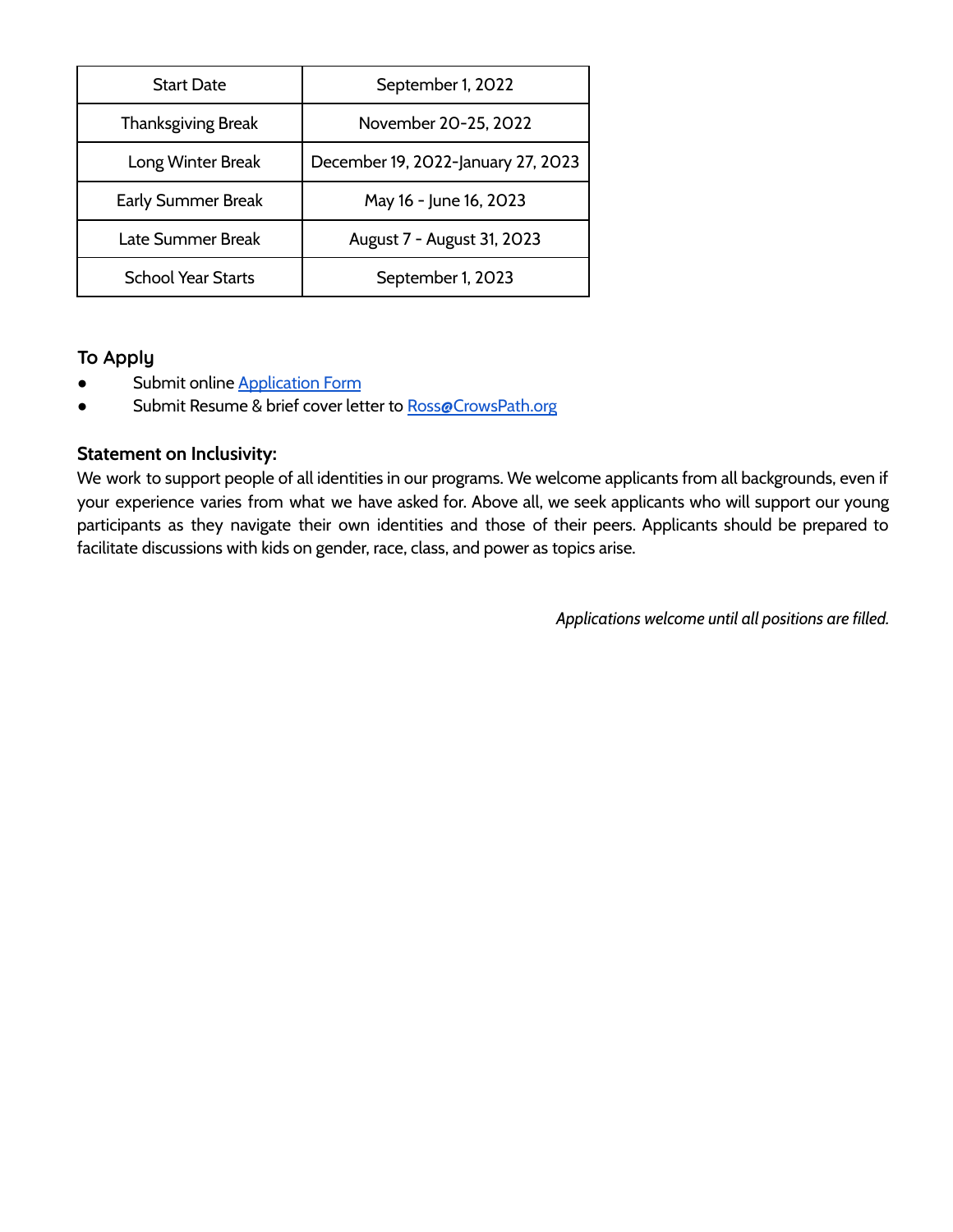| | |
|---|---|
| Start Date | September 1, 2022 |
| Thanksgiving Break | November 20-25, 2022 |
| Long Winter Break | December 19, 2022-January 27, 2023 |
| Early Summer Break | May 16 - June 16, 2023 |
| Late Summer Break | August 7 - August 31, 2023 |
| School Year Starts | September 1, 2023 |

## To Apply

- Submit online Application Form
- Submit Resume & brief cover letter to Ross@CrowsPath.org

**Statement on Inclusivity:**

We work to support people of all identities in our programs. We welcome applicants from all backgrounds, even if your experience varies from what we have asked for. Above all, we seek applicants who will support our young participants as they navigate their own identities and those of their peers. Applicants should be prepared to facilitate discussions with kids on gender, race, class, and power as topics arise.

*Applications welcome until all positions are filled.*